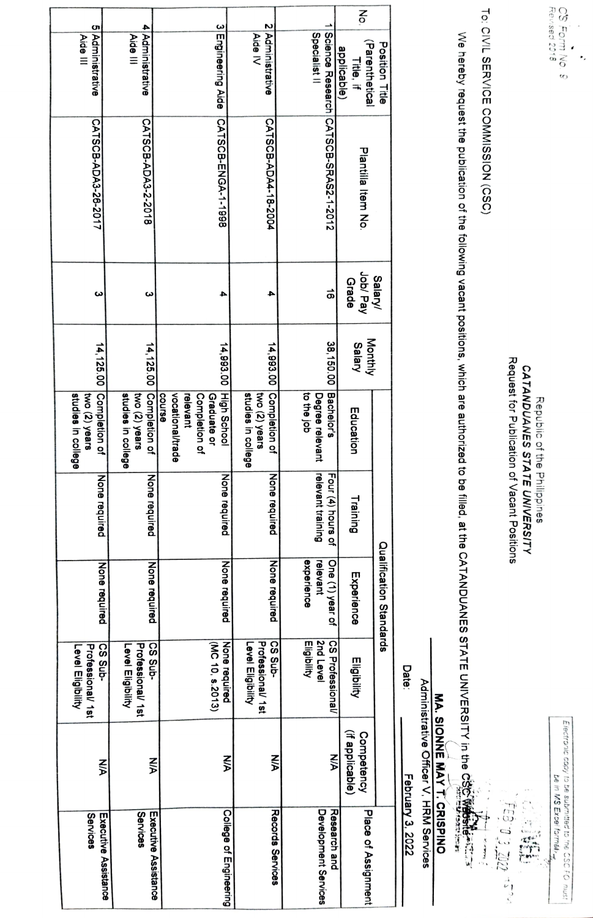CS Form No. 9
Revised 2018

Electronic copy to be submitted to the CSC FO must be in MS Excel format

Republic of the Philippines
**CATANDUANES STATE UNIVERSITY**
Request for Publication of Vacant Positions

To: CIVIL SERVICE COMMISSION (CSC)

We hereby request the publication of the following vacant positions, which are authorized to be filled, at the CATANDUANES STATE UNIVERSITY in the CSC website:

**MA. SIONNE MAY T. CRISPINO**
Administrative Officer V, HRM Services

Date: February 3, 2022

| No. | Position Title (Parenthetical Title, if applicable) | Plantilla Item No. | Salary/ Job/ Pay Grade | Monthly Salary | Qualification Standards | | | | | Place of Assignment |
|---|---|---|---|---|---|---|---|---|---|---|
| | | | | | Education | Training | Experience | Eligibility | Competency (if applicable) | |
| 1 | Science Research Specialist II | CATSCB-SRAS2-1-2012 | 16 | 38,150.00 | Bachelor's Degree relevant to the job | Four (4) hours of relevant training | One (1) year of relevant experience | CS Professional/ 2nd Level Eligibility | N/A | Research and Development Services |
| 2 | Administrative Aide IV | CATSCB-ADA4-18-2004 | 4 | 14,993.00 | Completion of two (2) years studies in college | None required | None required | CS Sub-Professional/ 1st Level Eligibility | N/A | Records Services |
| 3 | Engineering Aide | CATSCB-ENGA-1-1998 | 4 | 14,993.00 | High School Graduate or Completion of relevant vocational/trade course | None required | None required | None required (MC 10, s.2013) | N/A | College of Engineering |
| 4 | Administrative Aide III | CATSCB-ADA3-2-2018 | 3 | 14,125.00 | Completion of two (2) years studies in college | None required | None required | CS Sub-Professional/ 1st Level Eligibility | N/A | Executive Assistance Services |
| 5 | Administrative Aide III | CATSCB-ADA3-26-2017 | 3 | 14,125.00 | Completion of two (2) years studies in college | None required | None required | CS Sub-Professional/ 1st Level Eligibility | N/A | Executive Assistance Services |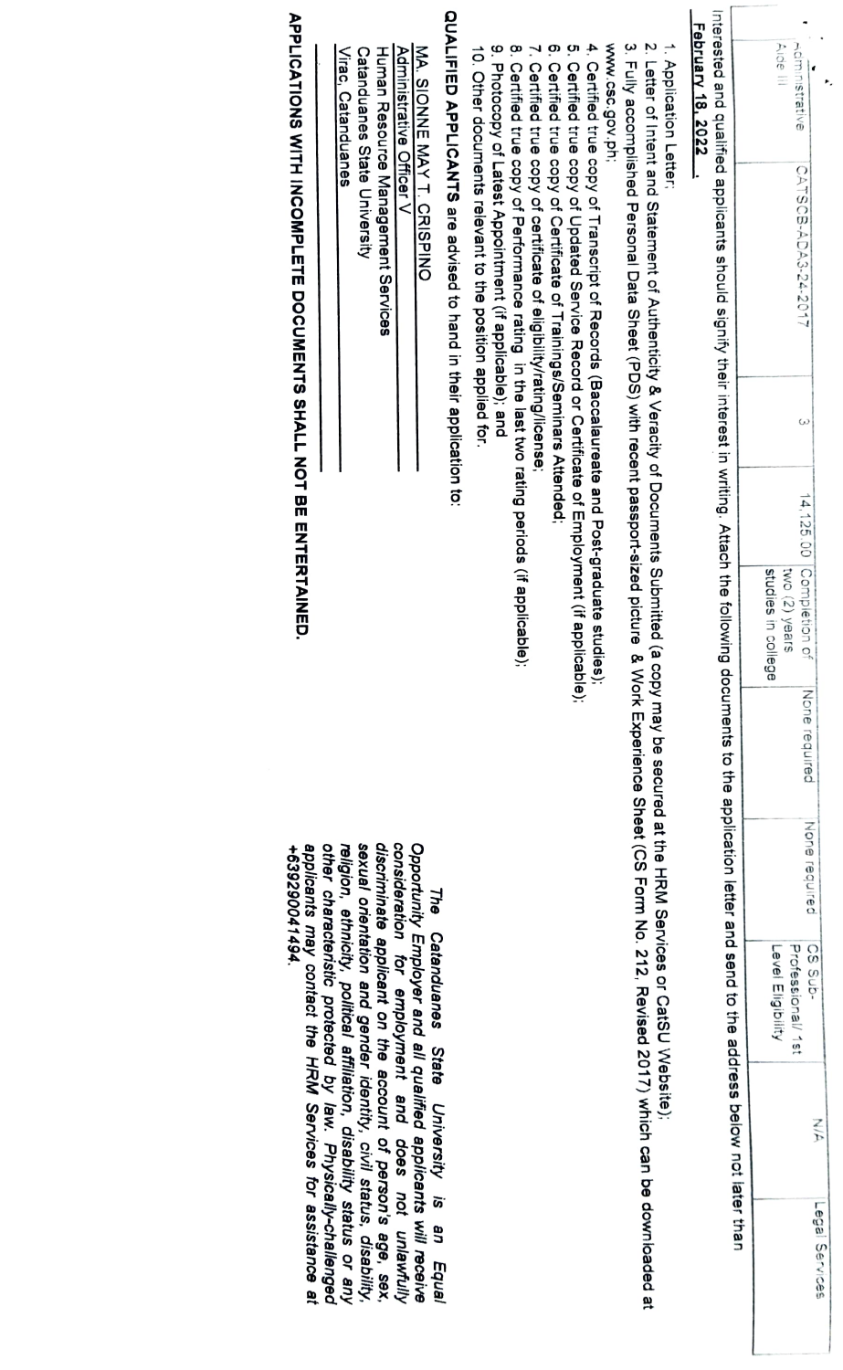| | | | | | | | | |
|---|---|---|---|---|---|---|---|---|
| Administrative Aide III | CATSCB-ADA3-24-2017 | 3 | 14,125.00 | Completion of two (2) years studies in college | None required | None required | CS Sub-Professional/ 1st Level Eligibility | N/A | Legal Services |

Interested and qualified applicants should signify their interest in writing. Attach the following documents to the application letter and send to the address below not later than **February 18, 2022**.

1. Application Letter;
2. Letter of Intent and Statement of Authenticity & Veracity of Documents Submitted (a copy may be secured at the HRM Services or CatSU Website);
3. Fully accomplished Personal Data Sheet (PDS) with recent passport-sized picture & Work Experience Sheet (CS Form No. 212, Revised 2017) which can be downloaded at www.csc.gov.ph;
4. Certified true copy of Transcript of Records (Baccalaureate and Post-graduate studies);
5. Certified true copy of Updated Service Record or Certificate of Employment (if applicable);
6. Certified true copy of Certificate of Trainings/Seminars Attended;
7. Certified true copy of certificate of eligibility/rating/license;
8. Certified true copy of Performance rating in the last two rating periods (if applicable);
9. Photocopy of Latest Appointment (if applicable); and
10. Other documents relevant to the position applied for.

**QUALIFIED APPLICANTS** are advised to hand in their application to:

MA. SIONNE MAY T. CRISPINO
Administrative Officer V
Human Resource Management Services
Catanduanes State University
Virac, Catanduanes

*The Catanduanes State University is an Equal Opportunity Employer and all qualified applicants will receive consideration for employment and does not unlawfully discriminate applicant on the account of person's age, sex, sexual orientation and gender identity, civil status, disability, religion, ethnicity, political affiliation, disability status or any other characteristic protected by law. Physically-challenged applicants may contact the HRM Services for assistance at* **+639290041494.**

**APPLICATIONS WITH INCOMPLETE DOCUMENTS SHALL NOT BE ENTERTAINED.**